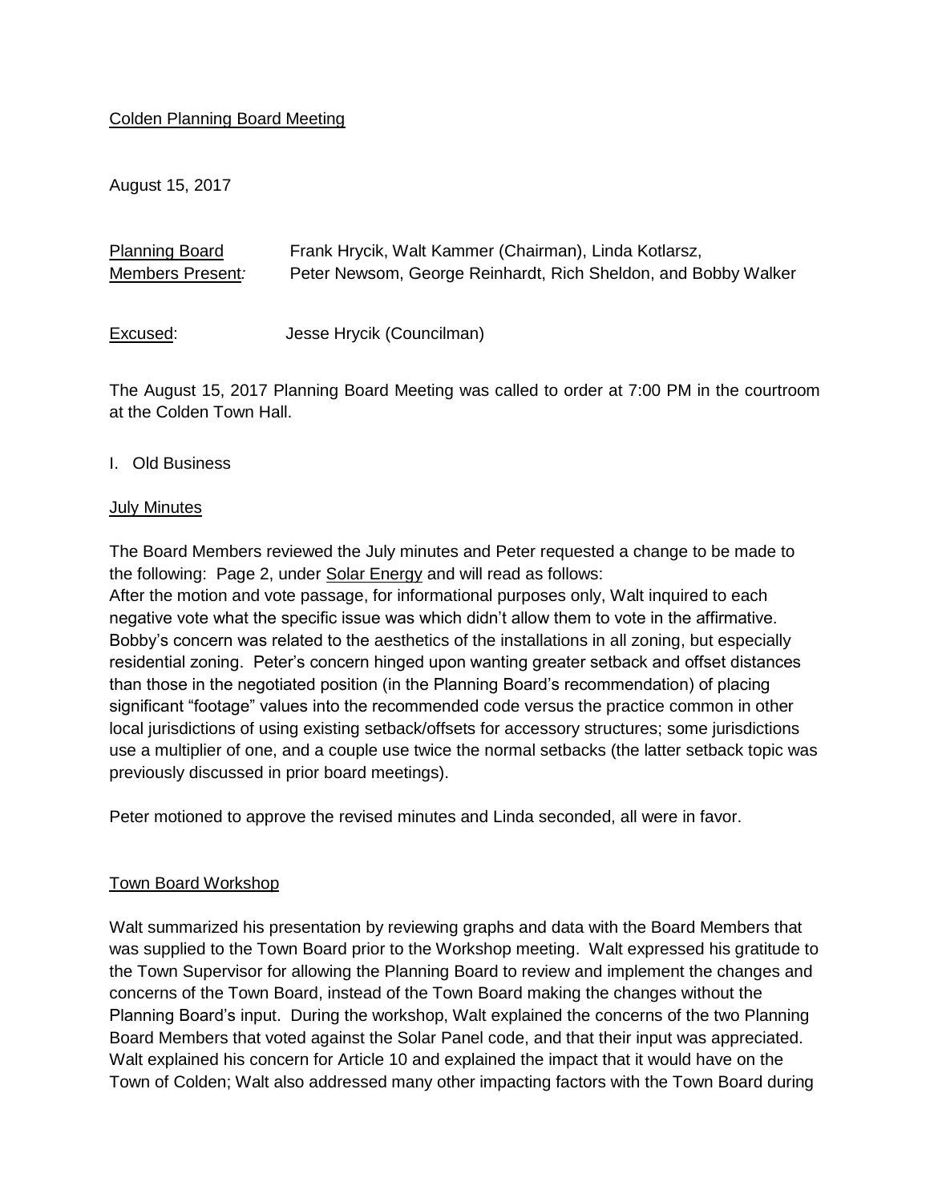Colden Planning Board Meeting

August 15, 2017

Planning Board Members Present: Frank Hrycik, Walt Kammer (Chairman), Linda Kotlarsz, Peter Newsom, George Reinhardt, Rich Sheldon, and Bobby Walker

Excused: Jesse Hrycik (Councilman)

The August 15, 2017 Planning Board Meeting was called to order at 7:00 PM in the courtroom at the Colden Town Hall.

I. Old Business

July Minutes

The Board Members reviewed the July minutes and Peter requested a change to be made to the following: Page 2, under Solar Energy and will read as follows:
After the motion and vote passage, for informational purposes only, Walt inquired to each negative vote what the specific issue was which didn't allow them to vote in the affirmative. Bobby's concern was related to the aesthetics of the installations in all zoning, but especially residential zoning. Peter's concern hinged upon wanting greater setback and offset distances than those in the negotiated position (in the Planning Board's recommendation) of placing significant "footage" values into the recommended code versus the practice common in other local jurisdictions of using existing setback/offsets for accessory structures; some jurisdictions use a multiplier of one, and a couple use twice the normal setbacks (the latter setback topic was previously discussed in prior board meetings).

Peter motioned to approve the revised minutes and Linda seconded, all were in favor.

Town Board Workshop

Walt summarized his presentation by reviewing graphs and data with the Board Members that was supplied to the Town Board prior to the Workshop meeting. Walt expressed his gratitude to the Town Supervisor for allowing the Planning Board to review and implement the changes and concerns of the Town Board, instead of the Town Board making the changes without the Planning Board's input. During the workshop, Walt explained the concerns of the two Planning Board Members that voted against the Solar Panel code, and that their input was appreciated. Walt explained his concern for Article 10 and explained the impact that it would have on the Town of Colden; Walt also addressed many other impacting factors with the Town Board during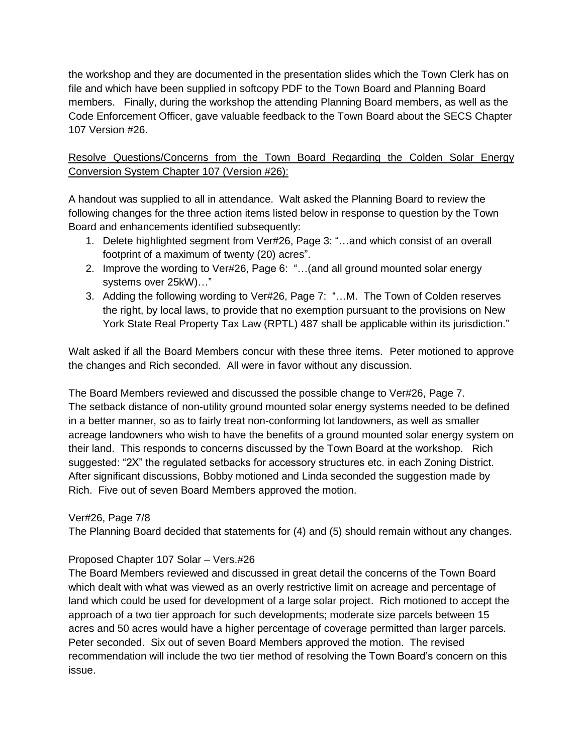the workshop and they are documented in the presentation slides which the Town Clerk has on file and which have been supplied in softcopy PDF to the Town Board and Planning Board members. Finally, during the workshop the attending Planning Board members, as well as the Code Enforcement Officer, gave valuable feedback to the Town Board about the SECS Chapter 107 Version #26.

<u>Resolve Questions/Concerns from the Town Board Regarding the Colden Solar Energy Conversion System Chapter 107 (Version #26):</u>

A handout was supplied to all in attendance. Walt asked the Planning Board to review the following changes for the three action items listed below in response to question by the Town Board and enhancements identified subsequently:

1. Delete highlighted segment from Ver#26, Page 3: "…and which consist of an overall footprint of a maximum of twenty (20) acres".
2. Improve the wording to Ver#26, Page 6: "…(and all ground mounted solar energy systems over 25kW)…"
3. Adding the following wording to Ver#26, Page 7: "…M. The Town of Colden reserves the right, by local laws, to provide that no exemption pursuant to the provisions on New York State Real Property Tax Law (RPTL) 487 shall be applicable within its jurisdiction."

Walt asked if all the Board Members concur with these three items. Peter motioned to approve the changes and Rich seconded. All were in favor without any discussion.

The Board Members reviewed and discussed the possible change to Ver#26, Page 7. The setback distance of non-utility ground mounted solar energy systems needed to be defined in a better manner, so as to fairly treat non-conforming lot landowners, as well as smaller acreage landowners who wish to have the benefits of a ground mounted solar energy system on their land. This responds to concerns discussed by the Town Board at the workshop. Rich suggested: "2X" the regulated setbacks for accessory structures etc. in each Zoning District. After significant discussions, Bobby motioned and Linda seconded the suggestion made by Rich. Five out of seven Board Members approved the motion.

Ver#26, Page 7/8
The Planning Board decided that statements for (4) and (5) should remain without any changes.

Proposed Chapter 107 Solar – Vers.#26
The Board Members reviewed and discussed in great detail the concerns of the Town Board which dealt with what was viewed as an overly restrictive limit on acreage and percentage of land which could be used for development of a large solar project. Rich motioned to accept the approach of a two tier approach for such developments; moderate size parcels between 15 acres and 50 acres would have a higher percentage of coverage permitted than larger parcels. Peter seconded. Six out of seven Board Members approved the motion. The revised recommendation will include the two tier method of resolving the Town Board's concern on this issue.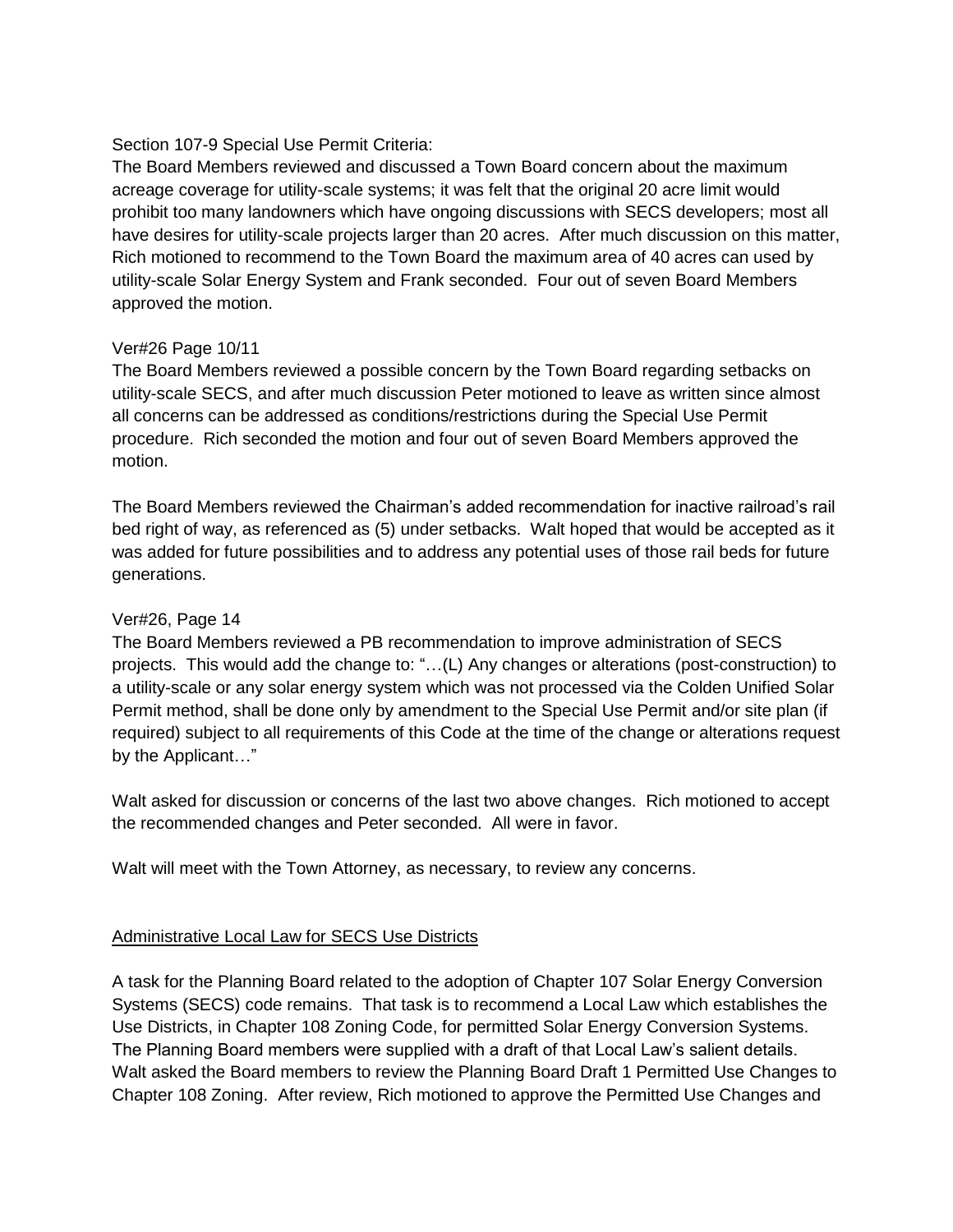Section 107-9 Special Use Permit Criteria:

The Board Members reviewed and discussed a Town Board concern about the maximum acreage coverage for utility-scale systems; it was felt that the original 20 acre limit would prohibit too many landowners which have ongoing discussions with SECS developers; most all have desires for utility-scale projects larger than 20 acres. After much discussion on this matter, Rich motioned to recommend to the Town Board the maximum area of 40 acres can used by utility-scale Solar Energy System and Frank seconded. Four out of seven Board Members approved the motion.

Ver#26 Page 10/11

The Board Members reviewed a possible concern by the Town Board regarding setbacks on utility-scale SECS, and after much discussion Peter motioned to leave as written since almost all concerns can be addressed as conditions/restrictions during the Special Use Permit procedure. Rich seconded the motion and four out of seven Board Members approved the motion.

The Board Members reviewed the Chairman's added recommendation for inactive railroad's rail bed right of way, as referenced as (5) under setbacks. Walt hoped that would be accepted as it was added for future possibilities and to address any potential uses of those rail beds for future generations.

Ver#26, Page 14

The Board Members reviewed a PB recommendation to improve administration of SECS projects. This would add the change to: "…(L) Any changes or alterations (post-construction) to a utility-scale or any solar energy system which was not processed via the Colden Unified Solar Permit method, shall be done only by amendment to the Special Use Permit and/or site plan (if required) subject to all requirements of this Code at the time of the change or alterations request by the Applicant…"

Walt asked for discussion or concerns of the last two above changes. Rich motioned to accept the recommended changes and Peter seconded. All were in favor.

Walt will meet with the Town Attorney, as necessary, to review any concerns.

<u>Administrative Local Law for SECS Use Districts</u>

A task for the Planning Board related to the adoption of Chapter 107 Solar Energy Conversion Systems (SECS) code remains. That task is to recommend a Local Law which establishes the Use Districts, in Chapter 108 Zoning Code, for permitted Solar Energy Conversion Systems. The Planning Board members were supplied with a draft of that Local Law's salient details. Walt asked the Board members to review the Planning Board Draft 1 Permitted Use Changes to Chapter 108 Zoning. After review, Rich motioned to approve the Permitted Use Changes and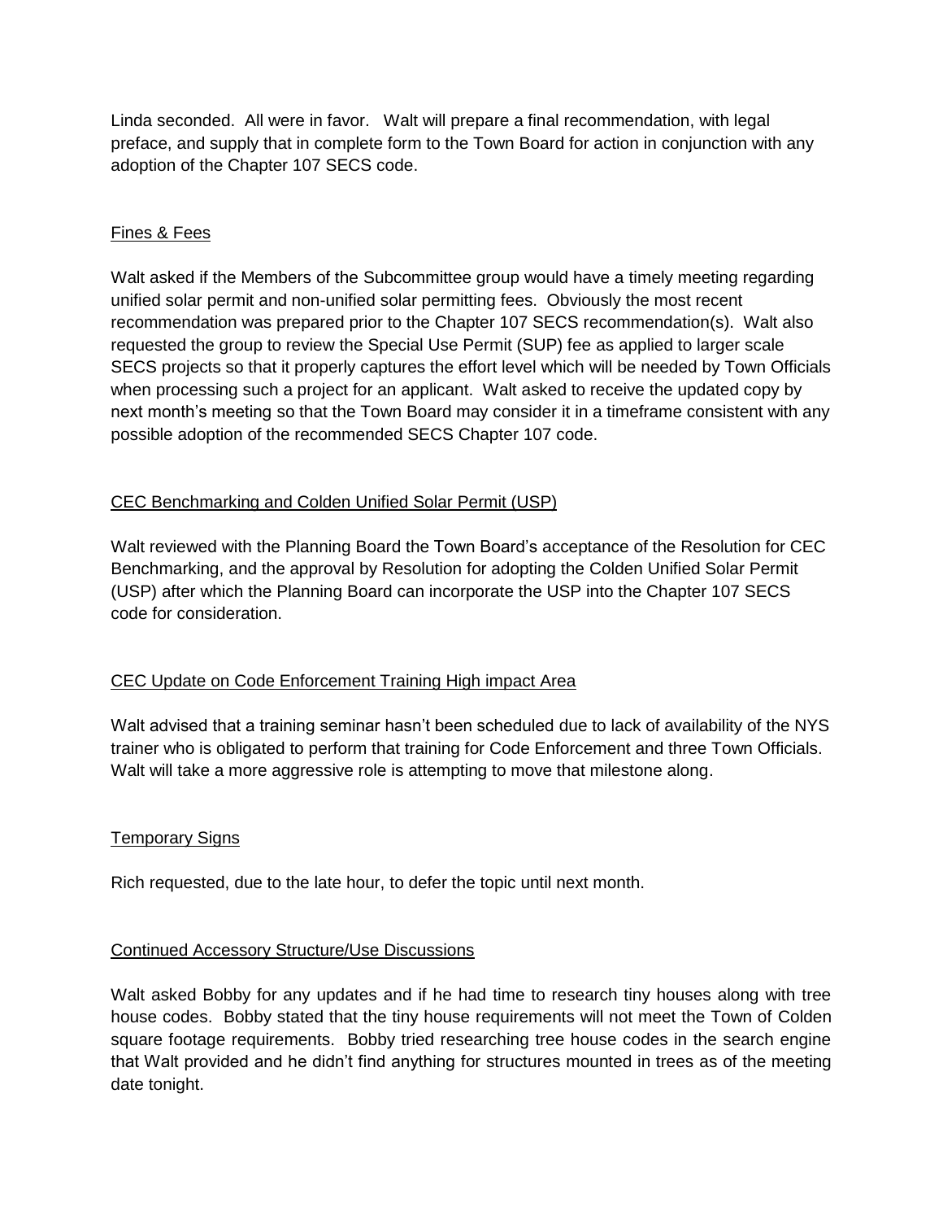Linda seconded. All were in favor. Walt will prepare a final recommendation, with legal preface, and supply that in complete form to the Town Board for action in conjunction with any adoption of the Chapter 107 SECS code.

## Fines & Fees

Walt asked if the Members of the Subcommittee group would have a timely meeting regarding unified solar permit and non-unified solar permitting fees. Obviously the most recent recommendation was prepared prior to the Chapter 107 SECS recommendation(s). Walt also requested the group to review the Special Use Permit (SUP) fee as applied to larger scale SECS projects so that it properly captures the effort level which will be needed by Town Officials when processing such a project for an applicant. Walt asked to receive the updated copy by next month's meeting so that the Town Board may consider it in a timeframe consistent with any possible adoption of the recommended SECS Chapter 107 code.

## CEC Benchmarking and Colden Unified Solar Permit (USP)

Walt reviewed with the Planning Board the Town Board's acceptance of the Resolution for CEC Benchmarking, and the approval by Resolution for adopting the Colden Unified Solar Permit (USP) after which the Planning Board can incorporate the USP into the Chapter 107 SECS code for consideration.

## CEC Update on Code Enforcement Training High impact Area

Walt advised that a training seminar hasn't been scheduled due to lack of availability of the NYS trainer who is obligated to perform that training for Code Enforcement and three Town Officials. Walt will take a more aggressive role is attempting to move that milestone along.

## Temporary Signs

Rich requested, due to the late hour, to defer the topic until next month.

## Continued Accessory Structure/Use Discussions

Walt asked Bobby for any updates and if he had time to research tiny houses along with tree house codes. Bobby stated that the tiny house requirements will not meet the Town of Colden square footage requirements. Bobby tried researching tree house codes in the search engine that Walt provided and he didn't find anything for structures mounted in trees as of the meeting date tonight.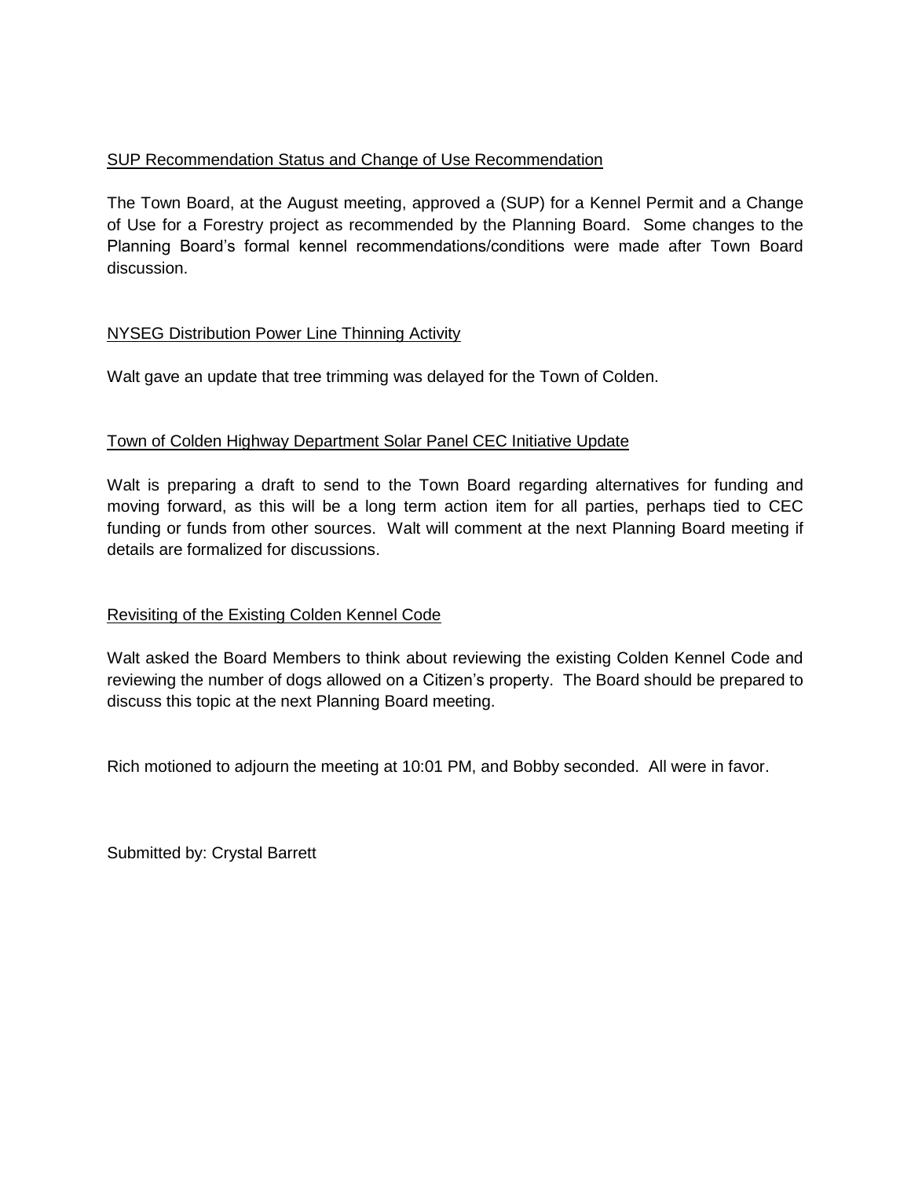SUP Recommendation Status and Change of Use Recommendation

The Town Board, at the August meeting, approved a (SUP) for a Kennel Permit and a Change of Use for a Forestry project as recommended by the Planning Board. Some changes to the Planning Board's formal kennel recommendations/conditions were made after Town Board discussion.

NYSEG Distribution Power Line Thinning Activity

Walt gave an update that tree trimming was delayed for the Town of Colden.

Town of Colden Highway Department Solar Panel CEC Initiative Update

Walt is preparing a draft to send to the Town Board regarding alternatives for funding and moving forward, as this will be a long term action item for all parties, perhaps tied to CEC funding or funds from other sources. Walt will comment at the next Planning Board meeting if details are formalized for discussions.

Revisiting of the Existing Colden Kennel Code

Walt asked the Board Members to think about reviewing the existing Colden Kennel Code and reviewing the number of dogs allowed on a Citizen's property. The Board should be prepared to discuss this topic at the next Planning Board meeting.

Rich motioned to adjourn the meeting at 10:01 PM, and Bobby seconded. All were in favor.

Submitted by: Crystal Barrett